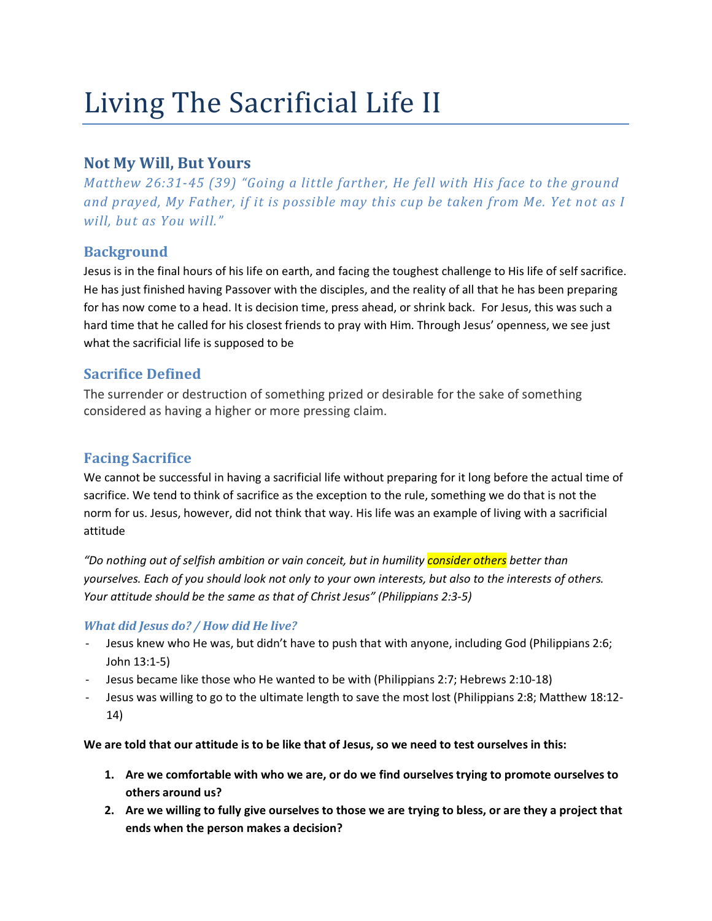# Living The Sacrificial Life II

## Not My Will, But Yours

*Matthew 26:31-45 (39) "Going a little farther, He fell with His face to the ground and prayed, My Father, if it is possible may this cup be taken from Me. Yet not as I will, but as You will."*

### Background

Jesus is in the final hours of his life on earth, and facing the toughest challenge to His life of self sacrifice. He has just finished having Passover with the disciples, and the reality of all that he has been preparing for has now come to a head. It is decision time, press ahead, or shrink back. For Jesus, this was such a hard time that he called for his closest friends to pray with Him. Through Jesus' openness, we see just what the sacrificial life is supposed to be

### Sacrifice Defined

The surrender or destruction of something prized or desirable for the sake of something considered as having a higher or more pressing claim.

### Facing Sacrifice

We cannot be successful in having a sacrificial life without preparing for it long before the actual time of sacrifice. We tend to think of sacrifice as the exception to the rule, something we do that is not the norm for us. Jesus, however, did not think that way. His life was an example of living with a sacrificial attitude

*"Do nothing out of selfish ambition or vain conceit, but in humility consider others better than yourselves. Each of you should look not only to your own interests, but also to the interests of others. Your attitude should be the same as that of Christ Jesus" (Philippians 2:3-5)*

#### *What did Jesus do? / How did He live?*

- Jesus knew who He was, but didn't have to push that with anyone, including God (Philippians 2:6; John 13:1-5)
- Jesus became like those who He wanted to be with (Philippians 2:7; Hebrews 2:10-18)
- Jesus was willing to go to the ultimate length to save the most lost (Philippians 2:8; Matthew 18:12-14)

**We are told that our attitude is to be like that of Jesus, so we need to test ourselves in this:**

1. **Are we comfortable with who we are, or do we find ourselves trying to promote ourselves to others around us?**
2. **Are we willing to fully give ourselves to those we are trying to bless, or are they a project that ends when the person makes a decision?**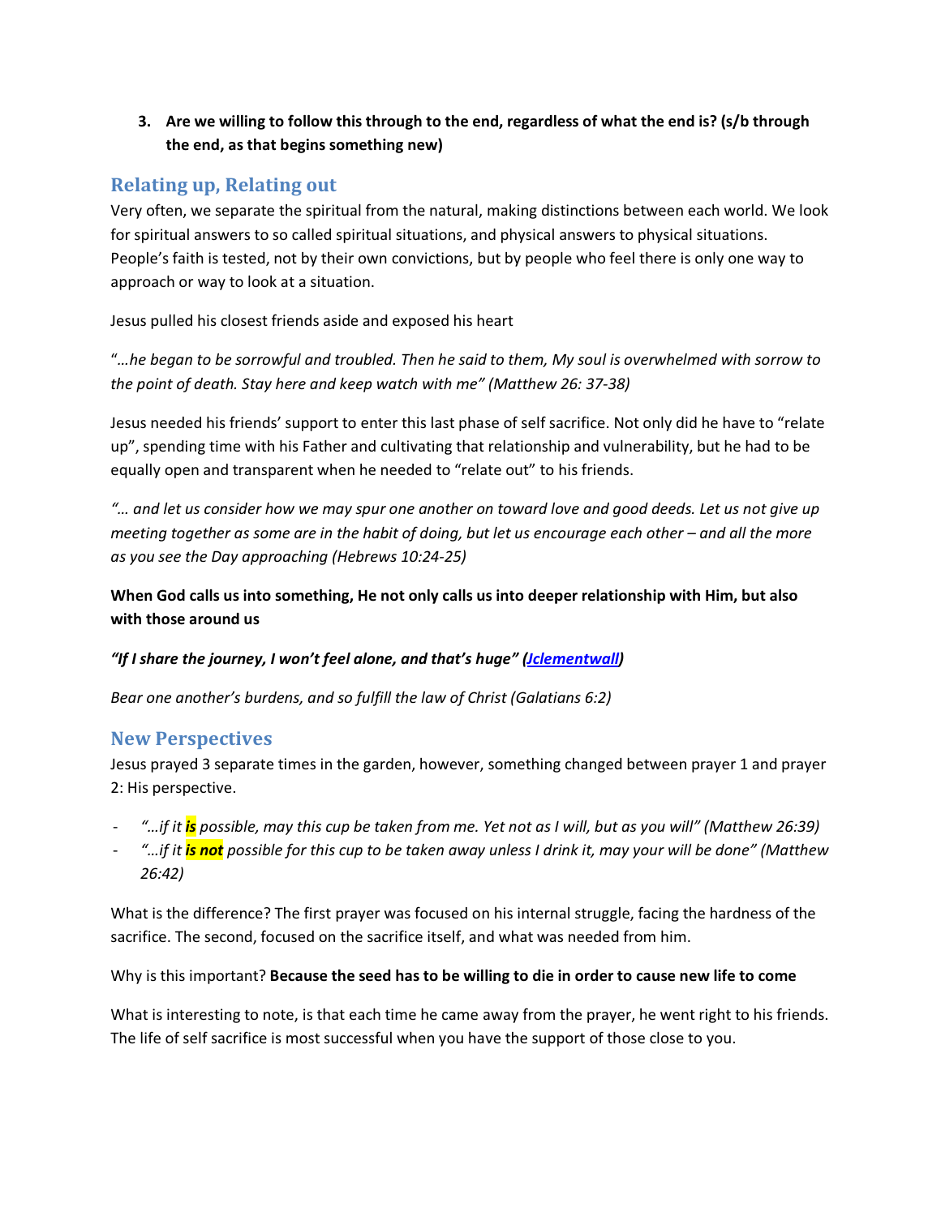3. **Are we willing to follow this through to the end, regardless of what the end is? (s/b through the end, as that begins something new)**

## Relating up, Relating out

Very often, we separate the spiritual from the natural, making distinctions between each world. We look for spiritual answers to so called spiritual situations, and physical answers to physical situations. People's faith is tested, not by their own convictions, but by people who feel there is only one way to approach or way to look at a situation.

Jesus pulled his closest friends aside and exposed his heart

"*…he began to be sorrowful and troubled. Then he said to them, My soul is overwhelmed with sorrow to the point of death. Stay here and keep watch with me" (Matthew 26: 37-38)*

Jesus needed his friends' support to enter this last phase of self sacrifice. Not only did he have to "relate up", spending time with his Father and cultivating that relationship and vulnerability, but he had to be equally open and transparent when he needed to "relate out" to his friends.

*"… and let us consider how we may spur one another on toward love and good deeds. Let us not give up meeting together as some are in the habit of doing, but let us encourage each other – and all the more as you see the Day approaching (Hebrews 10:24-25)*

**When God calls us into something, He not only calls us into deeper relationship with Him, but also with those around us**

***"If I share the journey, I won't feel alone, and that's huge" (Jclementwall)***

*Bear one another's burdens, and so fulfill the law of Christ (Galatians 6:2)*

## New Perspectives

Jesus prayed 3 separate times in the garden, however, something changed between prayer 1 and prayer 2: His perspective.

- *"…if it **is** possible, may this cup be taken from me. Yet not as I will, but as you will" (Matthew 26:39)*
- *"…if it **is not** possible for this cup to be taken away unless I drink it, may your will be done" (Matthew 26:42)*

What is the difference? The first prayer was focused on his internal struggle, facing the hardness of the sacrifice. The second, focused on the sacrifice itself, and what was needed from him.

Why is this important? **Because the seed has to be willing to die in order to cause new life to come**

What is interesting to note, is that each time he came away from the prayer, he went right to his friends. The life of self sacrifice is most successful when you have the support of those close to you.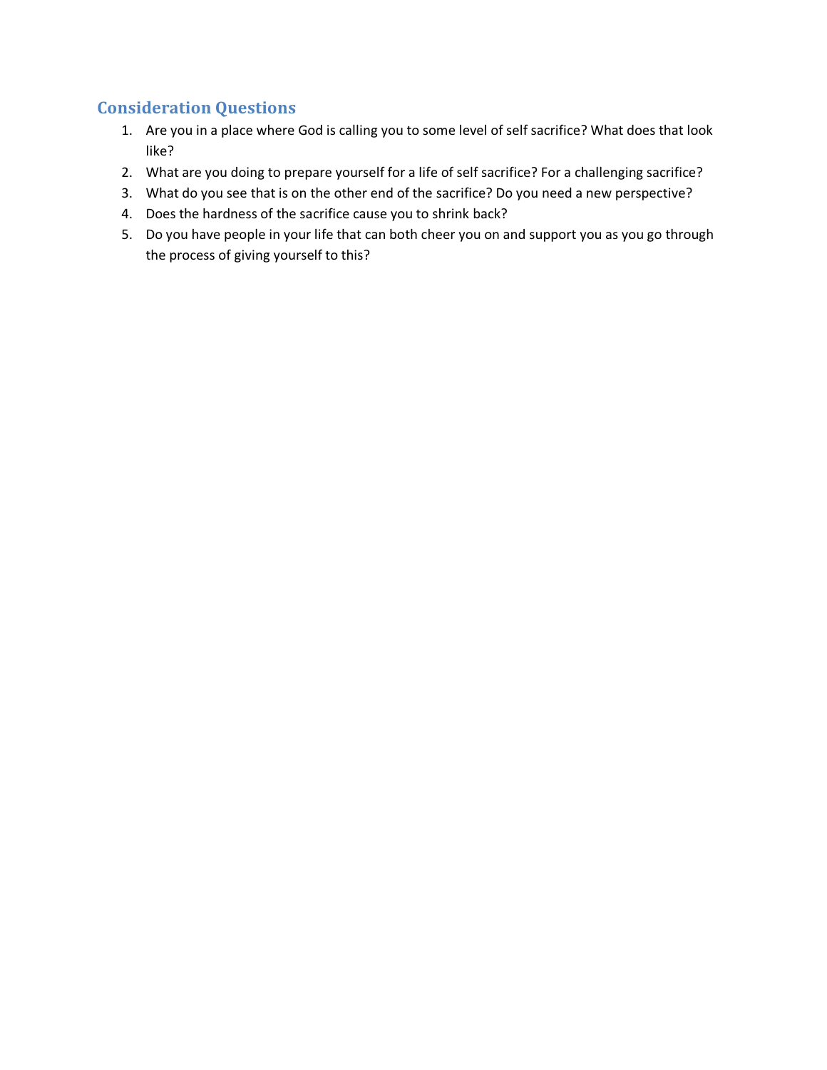## Consideration Questions

1. Are you in a place where God is calling you to some level of self sacrifice? What does that look like?
2. What are you doing to prepare yourself for a life of self sacrifice? For a challenging sacrifice?
3. What do you see that is on the other end of the sacrifice? Do you need a new perspective?
4. Does the hardness of the sacrifice cause you to shrink back?
5. Do you have people in your life that can both cheer you on and support you as you go through the process of giving yourself to this?